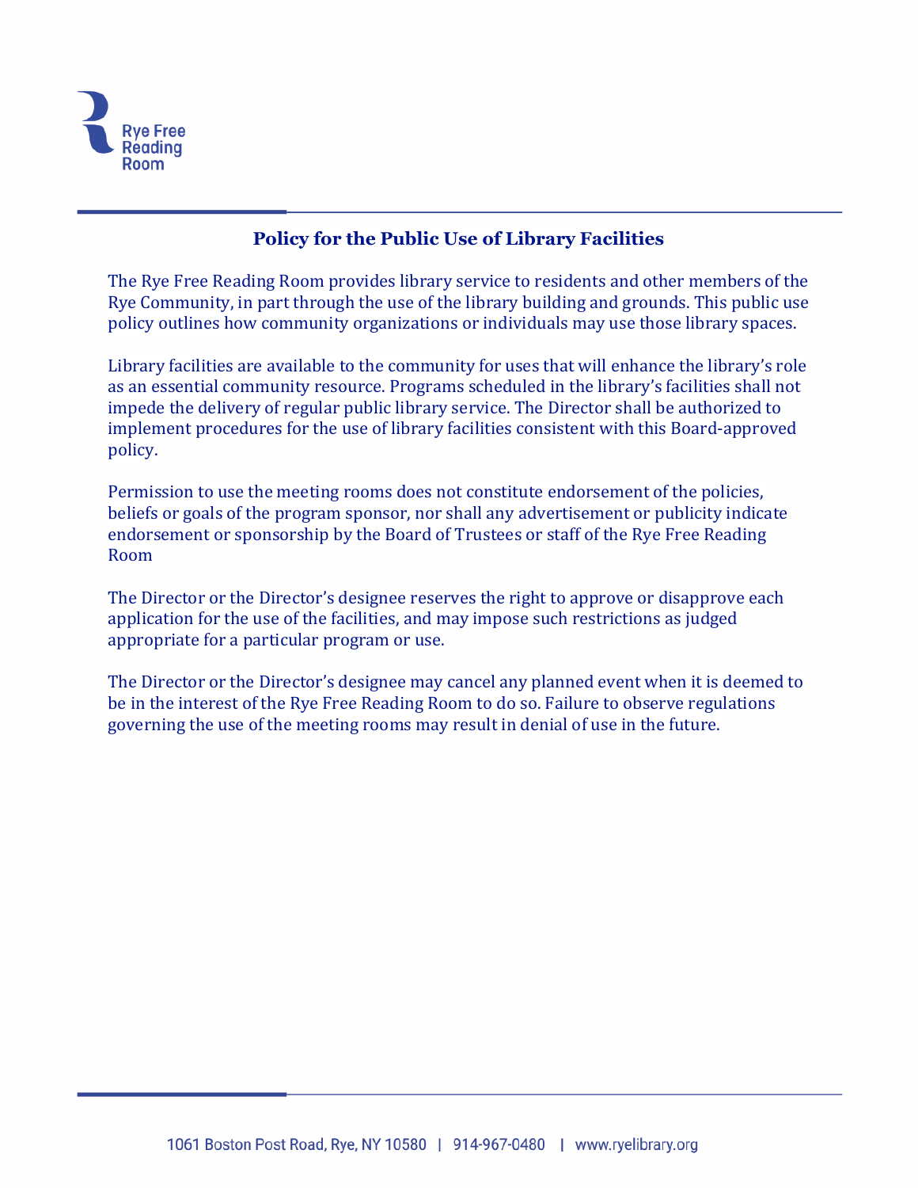## Policy for the Public Use of Library Facilities

The Rye Free Reading Room provides library service to residents and other members of the Rye Community, in part through the use of the library building and grounds. This public use policy outlines how community organizations or individuals may use those library spaces.

Library facilities are available to the community for uses that will enhance the library's role as an essential community resource. Programs scheduled in the library's facilities shall not impede the delivery of regular public library service. The Director shall be authorized to implement procedures for the use of library facilities consistent with this Board-approved policy.

Permission to use the meeting rooms does not constitute endorsement of the policies, beliefs or goals of the program sponsor, nor shall any advertisement or publicity indicate endorsement or sponsorship by the Board of Trustees or staff of the Rye Free Reading Room

The Director or the Director's designee reserves the right to approve or disapprove each application for the use of the facilities, and may impose such restrictions as judged appropriate for a particular program or use.

The Director or the Director's designee may cancel any planned event when it is deemed to be in the interest of the Rye Free Reading Room to do so. Failure to observe regulations governing the use of the meeting rooms may result in denial of use in the future.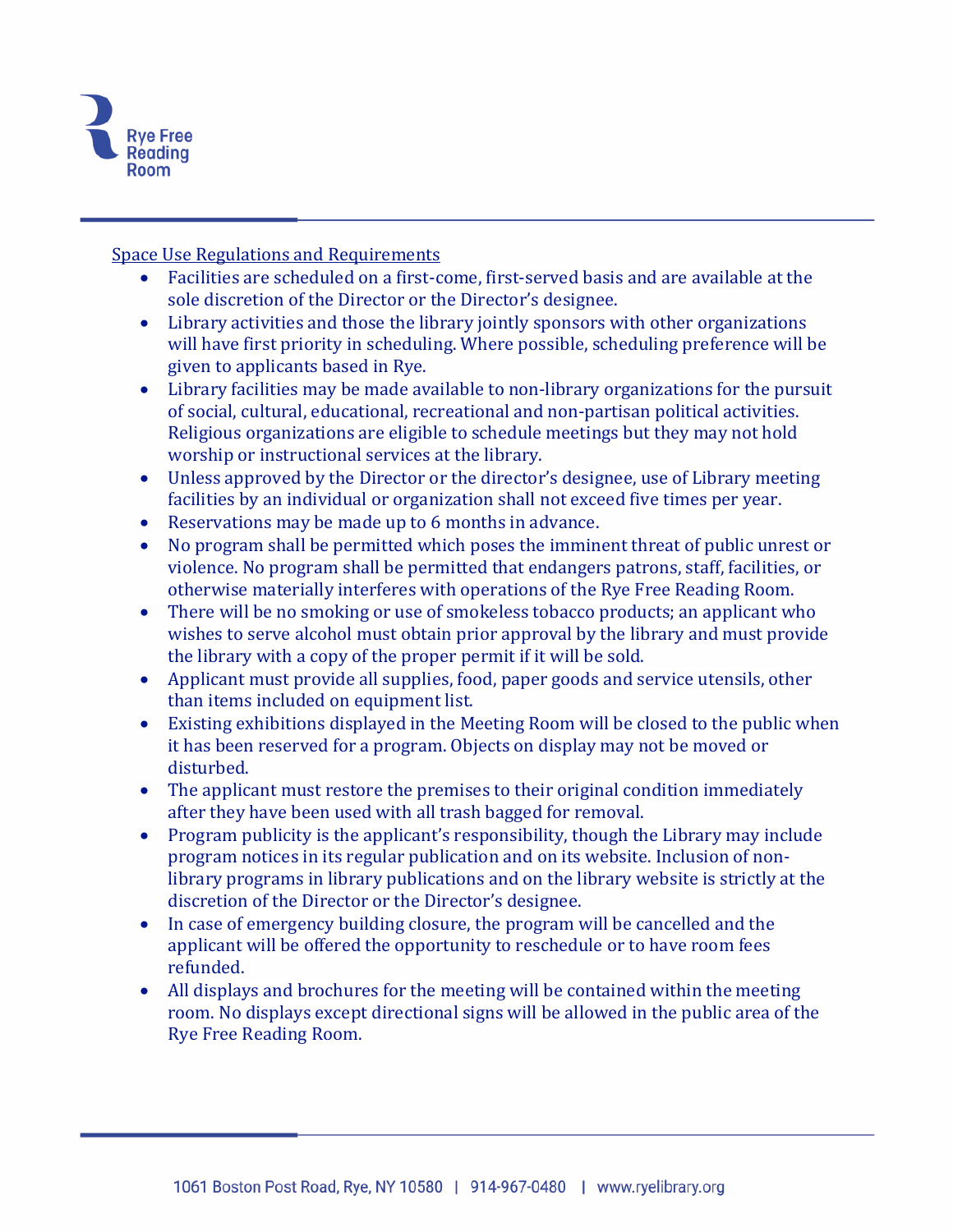Space Use Regulations and Requirements

- Facilities are scheduled on a first-come, first-served basis and are available at the sole discretion of the Director or the Director's designee.
- Library activities and those the library jointly sponsors with other organizations will have first priority in scheduling. Where possible, scheduling preference will be given to applicants based in Rye.
- Library facilities may be made available to non-library organizations for the pursuit of social, cultural, educational, recreational and non-partisan political activities. Religious organizations are eligible to schedule meetings but they may not hold worship or instructional services at the library.
- Unless approved by the Director or the director's designee, use of Library meeting facilities by an individual or organization shall not exceed five times per year.
- Reservations may be made up to 6 months in advance.
- No program shall be permitted which poses the imminent threat of public unrest or violence. No program shall be permitted that endangers patrons, staff, facilities, or otherwise materially interferes with operations of the Rye Free Reading Room.
- There will be no smoking or use of smokeless tobacco products; an applicant who wishes to serve alcohol must obtain prior approval by the library and must provide the library with a copy of the proper permit if it will be sold.
- Applicant must provide all supplies, food, paper goods and service utensils, other than items included on equipment list.
- Existing exhibitions displayed in the Meeting Room will be closed to the public when it has been reserved for a program. Objects on display may not be moved or disturbed.
- The applicant must restore the premises to their original condition immediately after they have been used with all trash bagged for removal.
- Program publicity is the applicant's responsibility, though the Library may include program notices in its regular publication and on its website. Inclusion of non-library programs in library publications and on the library website is strictly at the discretion of the Director or the Director's designee.
- In case of emergency building closure, the program will be cancelled and the applicant will be offered the opportunity to reschedule or to have room fees refunded.
- All displays and brochures for the meeting will be contained within the meeting room. No displays except directional signs will be allowed in the public area of the Rye Free Reading Room.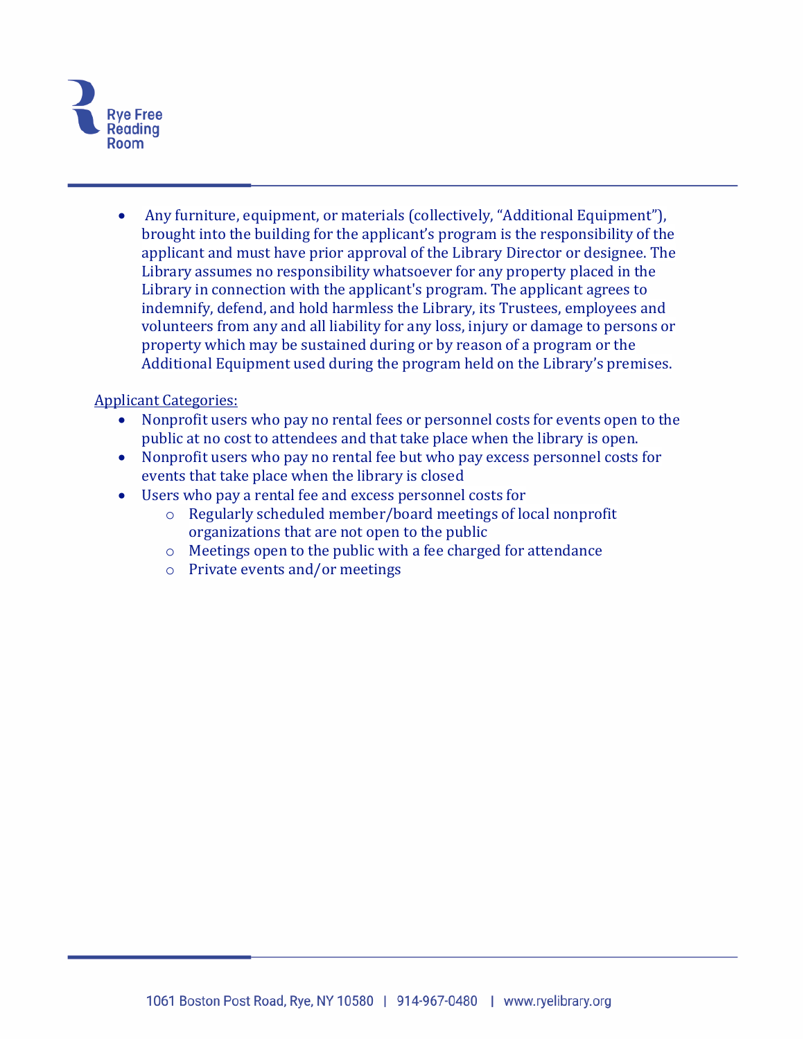- Any furniture, equipment, or materials (collectively, "Additional Equipment"), brought into the building for the applicant's program is the responsibility of the applicant and must have prior approval of the Library Director or designee. The Library assumes no responsibility whatsoever for any property placed in the Library in connection with the applicant's program. The applicant agrees to indemnify, defend, and hold harmless the Library, its Trustees, employees and volunteers from any and all liability for any loss, injury or damage to persons or property which may be sustained during or by reason of a program or the Additional Equipment used during the program held on the Library's premises.

<u>Applicant Categories:</u>

- Nonprofit users who pay no rental fees or personnel costs for events open to the public at no cost to attendees and that take place when the library is open.
- Nonprofit users who pay no rental fee but who pay excess personnel costs for events that take place when the library is closed
- Users who pay a rental fee and excess personnel costs for
  - Regularly scheduled member/board meetings of local nonprofit organizations that are not open to the public
  - Meetings open to the public with a fee charged for attendance
  - Private events and/or meetings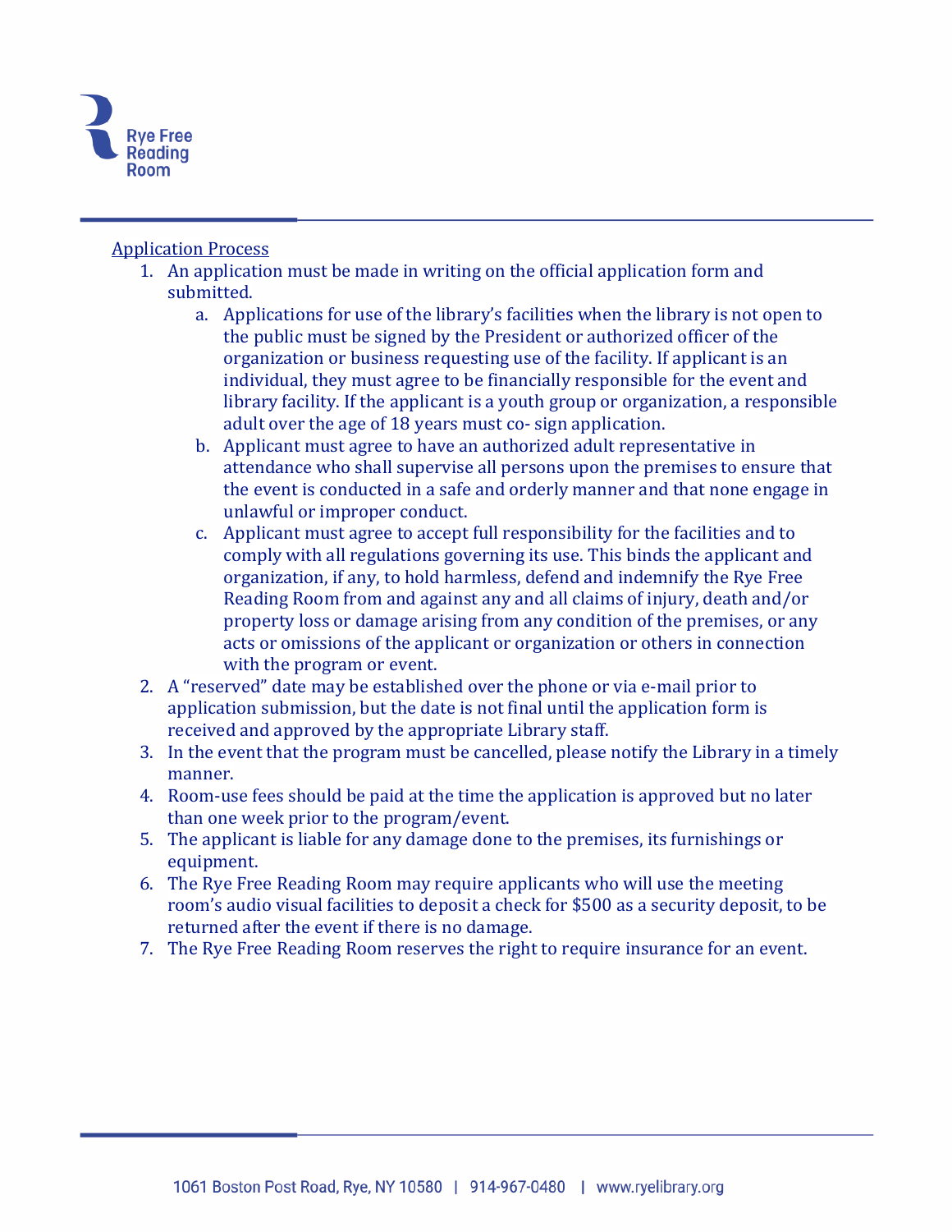Application Process

1. An application must be made in writing on the official application form and submitted.
   a. Applications for use of the library's facilities when the library is not open to the public must be signed by the President or authorized officer of the organization or business requesting use of the facility. If applicant is an individual, they must agree to be financially responsible for the event and library facility. If the applicant is a youth group or organization, a responsible adult over the age of 18 years must co- sign application.
   b. Applicant must agree to have an authorized adult representative in attendance who shall supervise all persons upon the premises to ensure that the event is conducted in a safe and orderly manner and that none engage in unlawful or improper conduct.
   c. Applicant must agree to accept full responsibility for the facilities and to comply with all regulations governing its use. This binds the applicant and organization, if any, to hold harmless, defend and indemnify the Rye Free Reading Room from and against any and all claims of injury, death and/or property loss or damage arising from any condition of the premises, or any acts or omissions of the applicant or organization or others in connection with the program or event.
2. A "reserved" date may be established over the phone or via e-mail prior to application submission, but the date is not final until the application form is received and approved by the appropriate Library staff.
3. In the event that the program must be cancelled, please notify the Library in a timely manner.
4. Room-use fees should be paid at the time the application is approved but no later than one week prior to the program/event.
5. The applicant is liable for any damage done to the premises, its furnishings or equipment.
6. The Rye Free Reading Room may require applicants who will use the meeting room's audio visual facilities to deposit a check for $500 as a security deposit, to be returned after the event if there is no damage.
7. The Rye Free Reading Room reserves the right to require insurance for an event.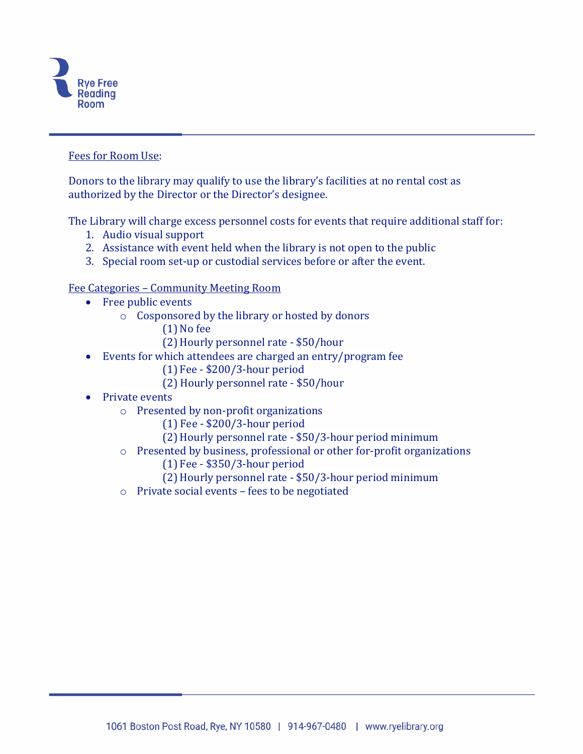Fees for Room Use:

Donors to the library may qualify to use the library's facilities at no rental cost as authorized by the Director or the Director's designee.

The Library will charge excess personnel costs for events that require additional staff for:

1. Audio visual support
2. Assistance with event held when the library is not open to the public
3. Special room set-up or custodial services before or after the event.

Fee Categories – Community Meeting Room

- Free public events
  - Cosponsored by the library or hosted by donors
    - (1) No fee
    - (2) Hourly personnel rate - $50/hour
- Events for which attendees are charged an entry/program fee
    - (1) Fee - $200/3-hour period
    - (2) Hourly personnel rate - $50/hour
- Private events
  - Presented by non-profit organizations
    - (1) Fee - $200/3-hour period
    - (2) Hourly personnel rate - $50/3-hour period minimum
  - Presented by business, professional or other for-profit organizations
    - (1) Fee - $350/3-hour period
    - (2) Hourly personnel rate - $50/3-hour period minimum
  - Private social events – fees to be negotiated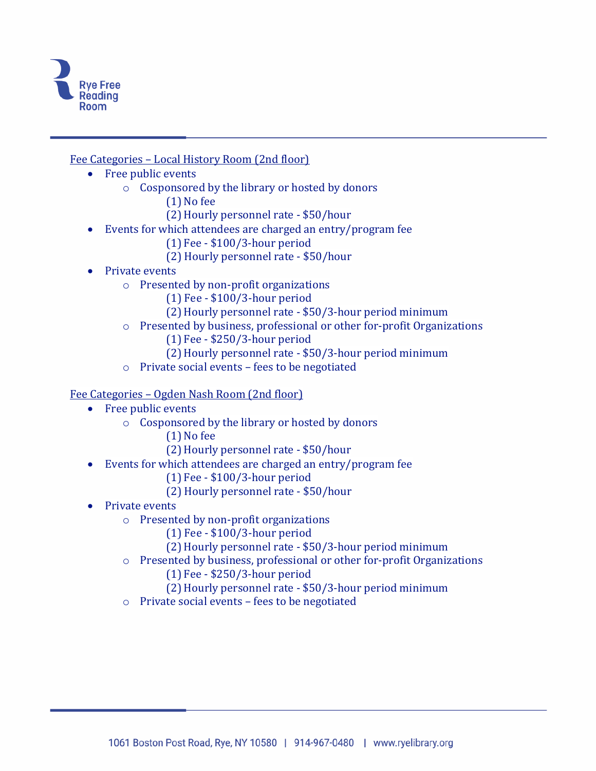Fee Categories – Local History Room (2nd floor)

- Free public events
  - Cosponsored by the library or hosted by donors
    - (1) No fee
    - (2) Hourly personnel rate - $50/hour
- Events for which attendees are charged an entry/program fee
    - (1) Fee - $100/3-hour period
    - (2) Hourly personnel rate - $50/hour
- Private events
  - Presented by non-profit organizations
    - (1) Fee - $100/3-hour period
    - (2) Hourly personnel rate - $50/3-hour period minimum
  - Presented by business, professional or other for-profit Organizations
    - (1) Fee - $250/3-hour period
    - (2) Hourly personnel rate - $50/3-hour period minimum
  - Private social events – fees to be negotiated

Fee Categories – Ogden Nash Room (2nd floor)

- Free public events
  - Cosponsored by the library or hosted by donors
    - (1) No fee
    - (2) Hourly personnel rate - $50/hour
- Events for which attendees are charged an entry/program fee
    - (1) Fee - $100/3-hour period
    - (2) Hourly personnel rate - $50/hour
- Private events
  - Presented by non-profit organizations
    - (1) Fee - $100/3-hour period
    - (2) Hourly personnel rate - $50/3-hour period minimum
  - Presented by business, professional or other for-profit Organizations
    - (1) Fee - $250/3-hour period
    - (2) Hourly personnel rate - $50/3-hour period minimum
  - Private social events – fees to be negotiated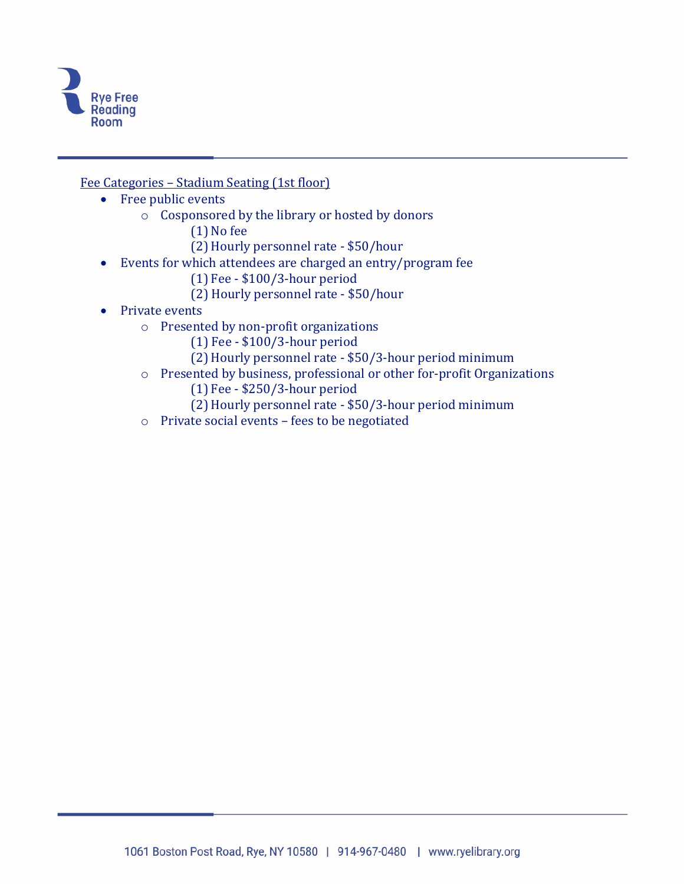Fee Categories – Stadium Seating (1st floor)

- Free public events
  - Cosponsored by the library or hosted by donors
    - (1) No fee
    - (2) Hourly personnel rate - $50/hour
- Events for which attendees are charged an entry/program fee
    - (1) Fee - $100/3-hour period
    - (2) Hourly personnel rate - $50/hour
- Private events
  - Presented by non-profit organizations
    - (1) Fee - $100/3-hour period
    - (2) Hourly personnel rate - $50/3-hour period minimum
  - Presented by business, professional or other for-profit Organizations
    - (1) Fee - $250/3-hour period
    - (2) Hourly personnel rate - $50/3-hour period minimum
  - Private social events – fees to be negotiated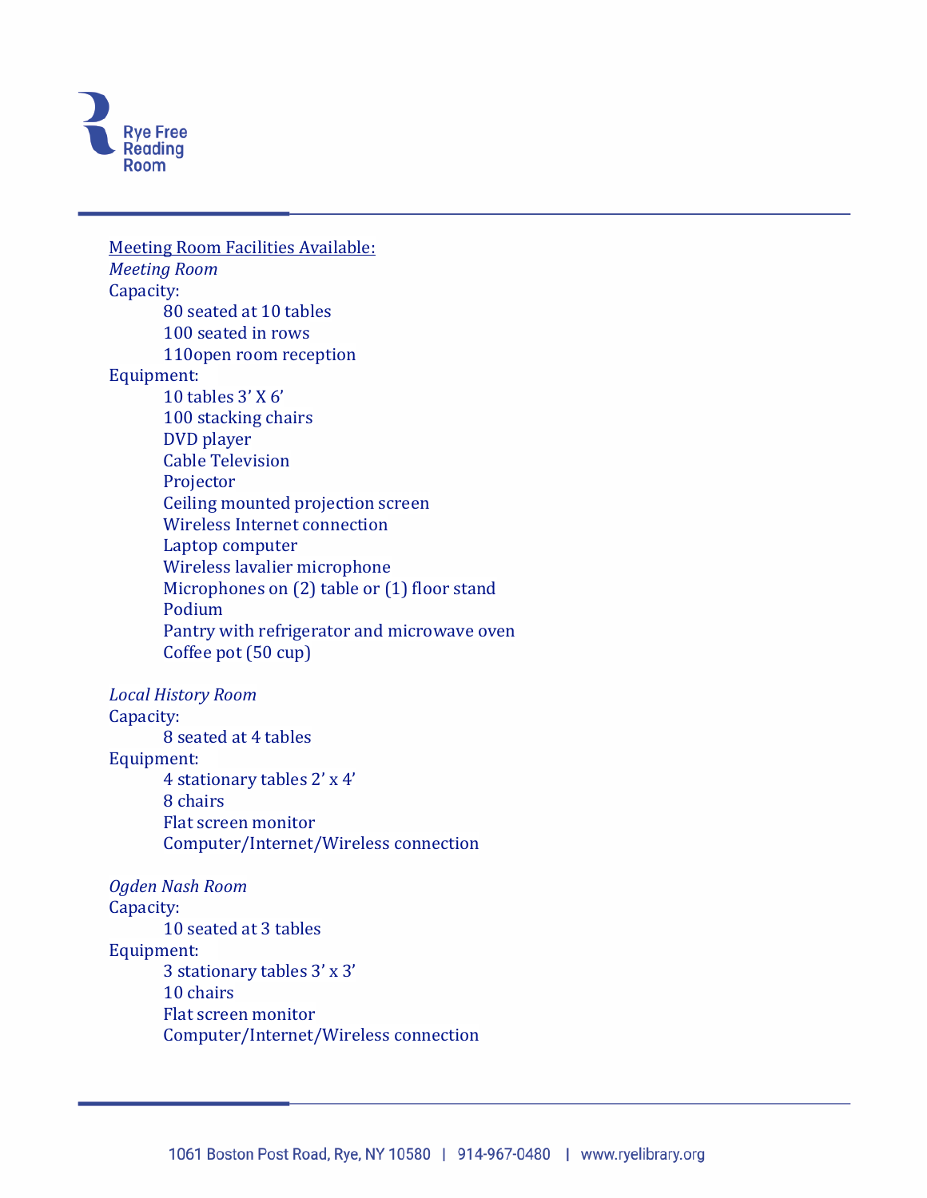Rye Free Reading Room

<u>Meeting Room Facilities Available:</u>

*Meeting Room*

Capacity:

- 80 seated at 10 tables
- 100 seated in rows
- 110open room reception

Equipment:

- 10 tables 3' X 6'
- 100 stacking chairs
- DVD player
- Cable Television
- Projector
- Ceiling mounted projection screen
- Wireless Internet connection
- Laptop computer
- Wireless lavalier microphone
- Microphones on (2) table or (1) floor stand
- Podium
- Pantry with refrigerator and microwave oven
- Coffee pot (50 cup)

*Local History Room*

Capacity:

- 8 seated at 4 tables

Equipment:

- 4 stationary tables 2' x 4'
- 8 chairs
- Flat screen monitor
- Computer/Internet/Wireless connection

*Ogden Nash Room*

Capacity:

- 10 seated at 3 tables

Equipment:

- 3 stationary tables 3' x 3'
- 10 chairs
- Flat screen monitor
- Computer/Internet/Wireless connection

1061 Boston Post Road, Rye, NY 10580 | 914-967-0480 | www.ryelibrary.org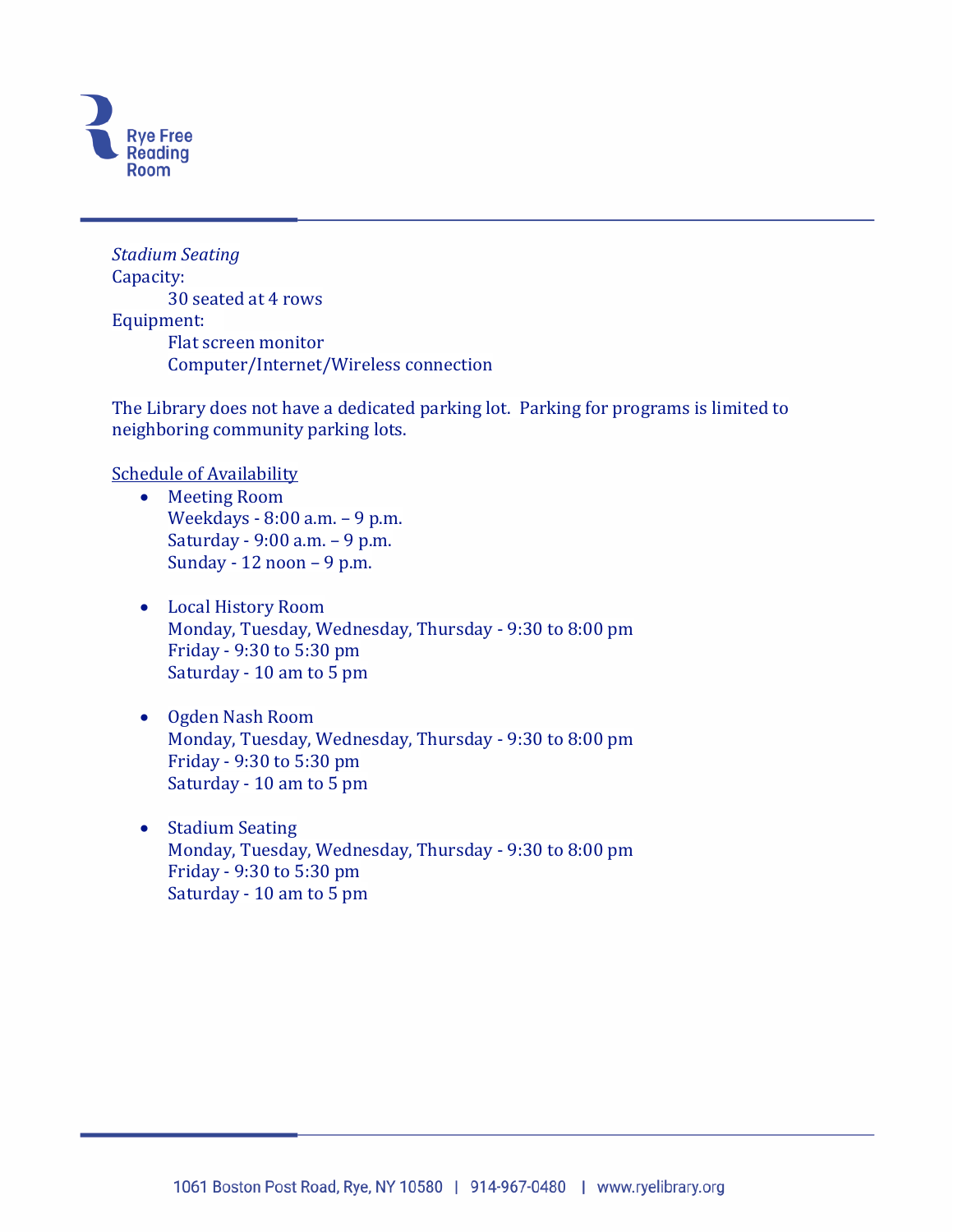*Stadium Seating*

Capacity:

30 seated at 4 rows

Equipment:

Flat screen monitor

Computer/Internet/Wireless connection

The Library does not have a dedicated parking lot. Parking for programs is limited to neighboring community parking lots.

<u>Schedule of Availability</u>

- Meeting Room
  Weekdays - 8:00 a.m. – 9 p.m.
  Saturday - 9:00 a.m. – 9 p.m.
  Sunday - 12 noon – 9 p.m.

- Local History Room
  Monday, Tuesday, Wednesday, Thursday - 9:30 to 8:00 pm
  Friday - 9:30 to 5:30 pm
  Saturday - 10 am to 5 pm

- Ogden Nash Room
  Monday, Tuesday, Wednesday, Thursday - 9:30 to 8:00 pm
  Friday - 9:30 to 5:30 pm
  Saturday - 10 am to 5 pm

- Stadium Seating
  Monday, Tuesday, Wednesday, Thursday - 9:30 to 8:00 pm
  Friday - 9:30 to 5:30 pm
  Saturday - 10 am to 5 pm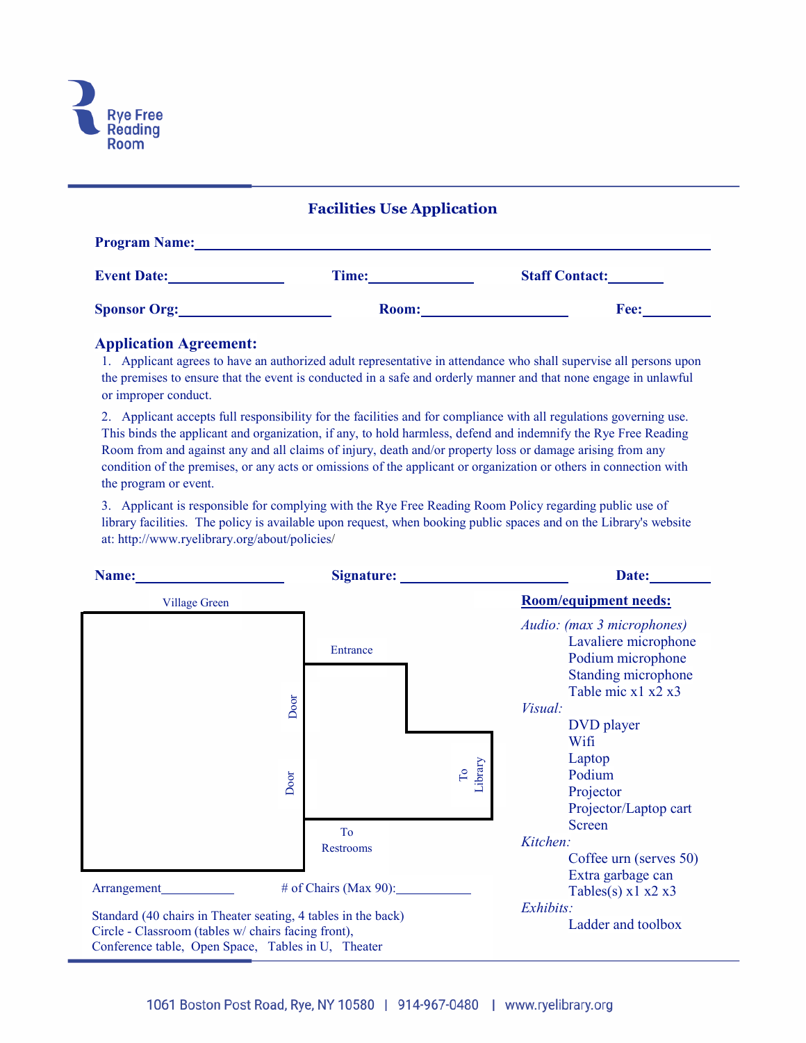Rye Free Reading Room

## Facilities Use Application

**Program Name:**\_\_\_\_\_\_\_\_\_\_\_\_\_\_\_\_\_\_\_\_\_\_\_\_\_\_\_\_\_\_\_\_\_\_\_\_\_\_\_\_

**Event Date:**\_\_\_\_\_\_\_\_\_\_\_\_\_\_ **Time:**\_\_\_\_\_\_\_\_\_\_\_\_\_ **Staff Contact:**\_\_\_\_\_\_\_

**Sponsor Org:**\_\_\_\_\_\_\_\_\_\_\_\_\_\_\_\_\_\_ **Room:**\_\_\_\_\_\_\_\_\_\_\_\_\_\_\_\_\_ **Fee:**\_\_\_\_\_\_\_\_

### Application Agreement:

1. Applicant agrees to have an authorized adult representative in attendance who shall supervise all persons upon the premises to ensure that the event is conducted in a safe and orderly manner and that none engage in unlawful or improper conduct.
2. Applicant accepts full responsibility for the facilities and for compliance with all regulations governing use. This binds the applicant and organization, if any, to hold harmless, defend and indemnify the Rye Free Reading Room from and against any and all claims of injury, death and/or property loss or damage arising from any condition of the premises, or any acts or omissions of the applicant or organization or others in connection with the program or event.
3. Applicant is responsible for complying with the Rye Free Reading Room Policy regarding public use of library facilities. The policy is available upon request, when booking public spaces and on the Library's website at: http://www.ryelibrary.org/about/policies/

**Name:**\_\_\_\_\_\_\_\_\_\_\_\_\_\_\_\_\_\_ **Signature:** \_\_\_\_\_\_\_\_\_\_\_\_\_\_\_\_\_\_\_\_ **Date:**\_\_\_\_\_\_\_\_

Village Green

Entrance

Door

Door

To Library

To Restrooms

Arrangement\_\_\_\_\_\_\_\_\_\_ # of Chairs (Max 90):\_\_\_\_\_\_\_\_\_\_

Standard (40 chairs in Theater seating, 4 tables in the back)
Circle - Classroom (tables w/ chairs facing front),
Conference table, Open Space, Tables in U, Theater

**Room/equipment needs:**

*Audio: (max 3 microphones)*
- Lavaliere microphone
- Podium microphone
- Standing microphone
- Table mic x1 x2 x3

*Visual:*
- DVD player
- Wifi
- Laptop
- Podium
- Projector
- Projector/Laptop cart
- Screen

*Kitchen:*
- Coffee urn (serves 50)
- Extra garbage can
- Tables(s) x1 x2 x3

*Exhibits:*
- Ladder and toolbox

1061 Boston Post Road, Rye, NY 10580 | 914-967-0480 | www.ryelibrary.org